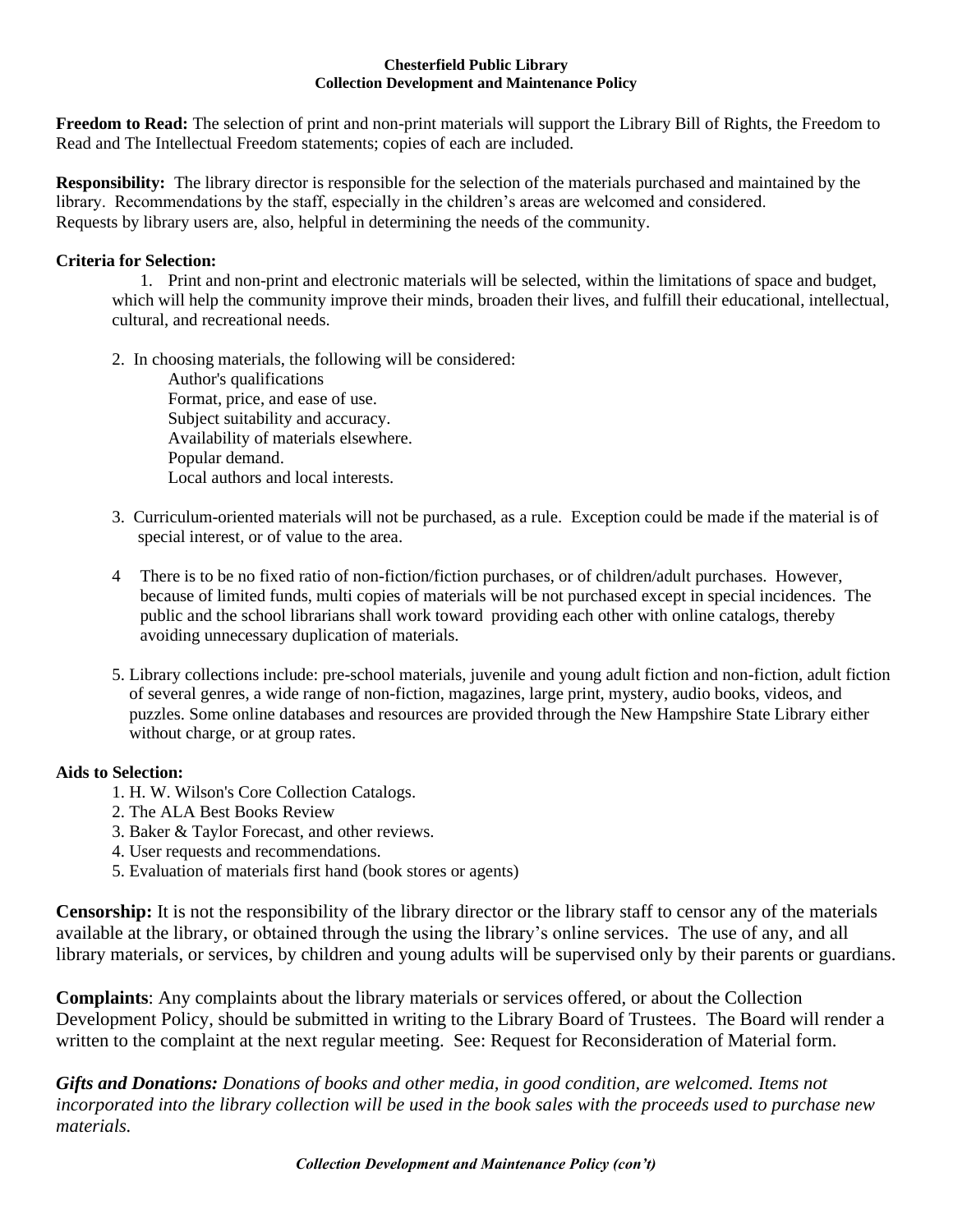**Chesterfield Public Library**
**Collection Development and Maintenance Policy**

**Freedom to Read:** The selection of print and non-print materials will support the Library Bill of Rights, the Freedom to Read and The Intellectual Freedom statements; copies of each are included.

**Responsibility:** The library director is responsible for the selection of the materials purchased and maintained by the library. Recommendations by the staff, especially in the children's areas are welcomed and considered. Requests by library users are, also, helpful in determining the needs of the community.

**Criteria for Selection:**

1. Print and non-print and electronic materials will be selected, within the limitations of space and budget, which will help the community improve their minds, broaden their lives, and fulfill their educational, intellectual, cultural, and recreational needs.

2. In choosing materials, the following will be considered:
   - Author's qualifications
   - Format, price, and ease of use.
   - Subject suitability and accuracy.
   - Availability of materials elsewhere.
   - Popular demand.
   - Local authors and local interests.

3. Curriculum-oriented materials will not be purchased, as a rule. Exception could be made if the material is of special interest, or of value to the area.

4 There is to be no fixed ratio of non-fiction/fiction purchases, or of children/adult purchases. However, because of limited funds, multi copies of materials will be not purchased except in special incidences. The public and the school librarians shall work toward providing each other with online catalogs, thereby avoiding unnecessary duplication of materials.

5. Library collections include: pre-school materials, juvenile and young adult fiction and non-fiction, adult fiction of several genres, a wide range of non-fiction, magazines, large print, mystery, audio books, videos, and puzzles. Some online databases and resources are provided through the New Hampshire State Library either without charge, or at group rates.

**Aids to Selection:**

1. H. W. Wilson's Core Collection Catalogs.
2. The ALA Best Books Review
3. Baker & Taylor Forecast, and other reviews.
4. User requests and recommendations.
5. Evaluation of materials first hand (book stores or agents)

**Censorship:** It is not the responsibility of the library director or the library staff to censor any of the materials available at the library, or obtained through the using the library's online services. The use of any, and all library materials, or services, by children and young adults will be supervised only by their parents or guardians.

**Complaints**: Any complaints about the library materials or services offered, or about the Collection Development Policy, should be submitted in writing to the Library Board of Trustees. The Board will render a written to the complaint at the next regular meeting. See: Request for Reconsideration of Material form.

***Gifts and Donations:*** *Donations of books and other media, in good condition, are welcomed. Items not incorporated into the library collection will be used in the book sales with the proceeds used to purchase new materials.*

***Collection Development and Maintenance Policy (con't)***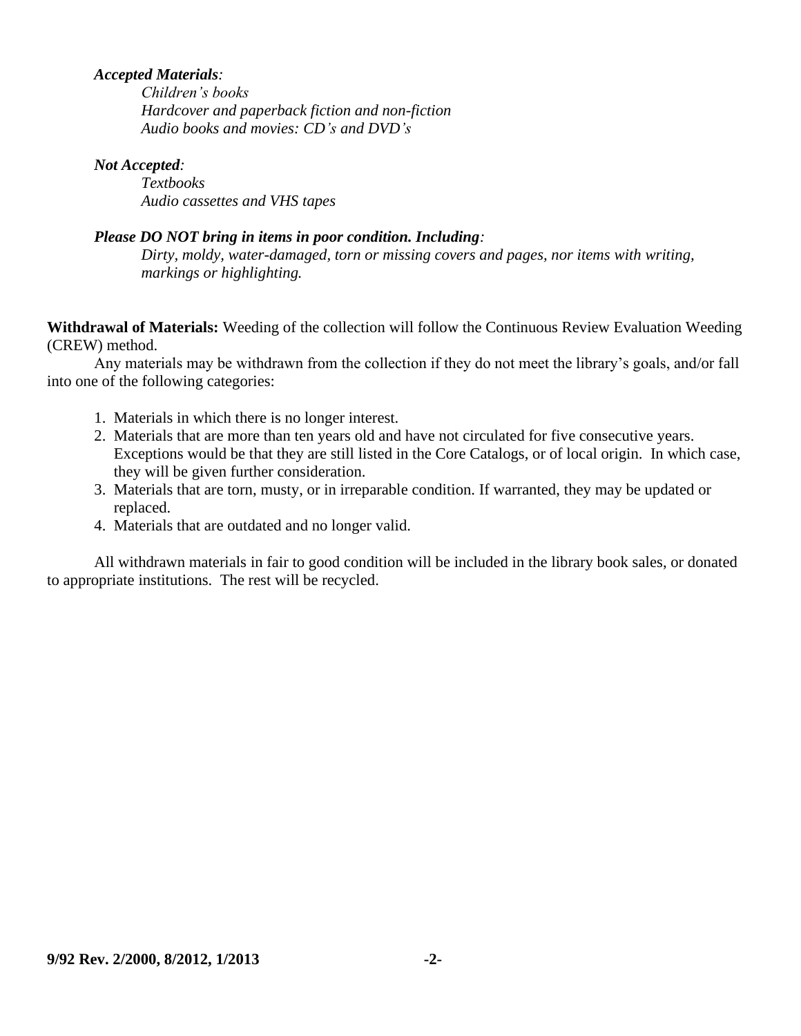***Accepted Materials:***

*Children's books*
*Hardcover and paperback fiction and non-fiction*
*Audio books and movies: CD's and DVD's*

***Not Accepted:***

*Textbooks*
*Audio cassettes and VHS tapes*

***Please DO NOT bring in items in poor condition. Including:***

*Dirty, moldy, water-damaged, torn or missing covers and pages, nor items with writing, markings or highlighting.*

**Withdrawal of Materials:** Weeding of the collection will follow the Continuous Review Evaluation Weeding (CREW) method.

Any materials may be withdrawn from the collection if they do not meet the library's goals, and/or fall into one of the following categories:

1. Materials in which there is no longer interest.
2. Materials that are more than ten years old and have not circulated for five consecutive years. Exceptions would be that they are still listed in the Core Catalogs, or of local origin. In which case, they will be given further consideration.
3. Materials that are torn, musty, or in irreparable condition. If warranted, they may be updated or replaced.
4. Materials that are outdated and no longer valid.

All withdrawn materials in fair to good condition will be included in the library book sales, or donated to appropriate institutions. The rest will be recycled.

**9/92 Rev. 2/2000, 8/2012, 1/2013**